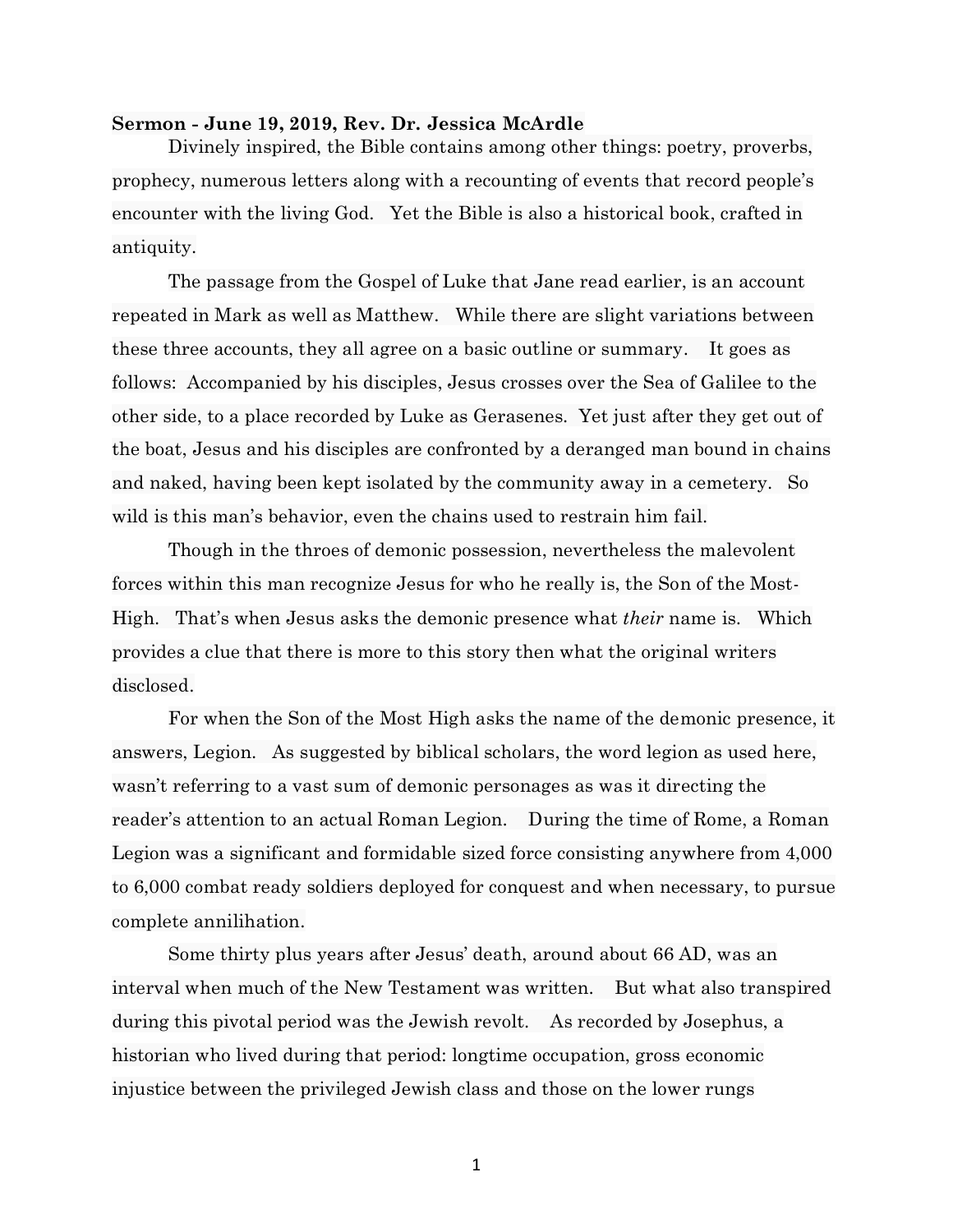**Sermon - June 19, 2019, Rev. Dr. Jessica McArdle**

Divinely inspired, the Bible contains among other things: poetry, proverbs, prophecy, numerous letters along with a recounting of events that record people's encounter with the living God. Yet the Bible is also a historical book, crafted in antiquity.

The passage from the Gospel of Luke that Jane read earlier, is an account repeated in Mark as well as Matthew. While there are slight variations between these three accounts, they all agree on a basic outline or summary. It goes as follows: Accompanied by his disciples, Jesus crosses over the Sea of Galilee to the other side, to a place recorded by Luke as Gerasenes. Yet just after they get out of the boat, Jesus and his disciples are confronted by a deranged man bound in chains and naked, having been kept isolated by the community away in a cemetery. So wild is this man's behavior, even the chains used to restrain him fail.

Though in the throes of demonic possession, nevertheless the malevolent forces within this man recognize Jesus for who he really is, the Son of the Most-High. That's when Jesus asks the demonic presence what *their* name is. Which provides a clue that there is more to this story then what the original writers disclosed.

For when the Son of the Most High asks the name of the demonic presence, it answers, Legion. As suggested by biblical scholars, the word legion as used here, wasn't referring to a vast sum of demonic personages as was it directing the reader's attention to an actual Roman Legion. During the time of Rome, a Roman Legion was a significant and formidable sized force consisting anywhere from 4,000 to 6,000 combat ready soldiers deployed for conquest and when necessary, to pursue complete annihilation.

Some thirty plus years after Jesus' death, around about 66 AD, was an interval when much of the New Testament was written. But what also transpired during this pivotal period was the Jewish revolt. As recorded by Josephus, a historian who lived during that period: longtime occupation, gross economic injustice between the privileged Jewish class and those on the lower rungs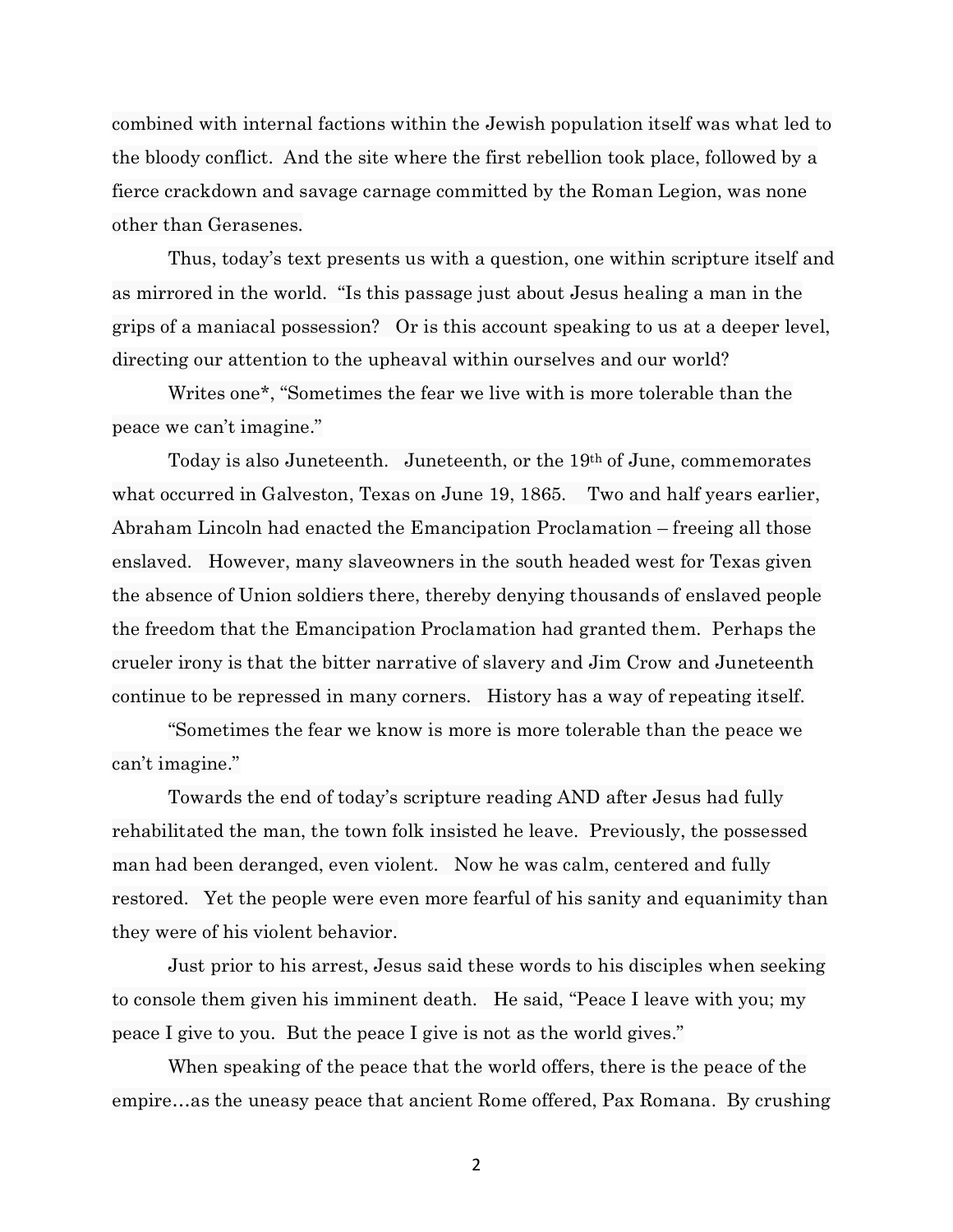combined with internal factions within the Jewish population itself was what led to the bloody conflict. And the site where the first rebellion took place, followed by a fierce crackdown and savage carnage committed by the Roman Legion, was none other than Gerasenes.

Thus, today's text presents us with a question, one within scripture itself and as mirrored in the world. "Is this passage just about Jesus healing a man in the grips of a maniacal possession? Or is this account speaking to us at a deeper level, directing our attention to the upheaval within ourselves and our world?

Writes one*, "Sometimes the fear we live with is more tolerable than the peace we can't imagine."

Today is also Juneteenth. Juneteenth, or the 19th of June, commemorates what occurred in Galveston, Texas on June 19, 1865. Two and half years earlier, Abraham Lincoln had enacted the Emancipation Proclamation – freeing all those enslaved. However, many slaveowners in the south headed west for Texas given the absence of Union soldiers there, thereby denying thousands of enslaved people the freedom that the Emancipation Proclamation had granted them. Perhaps the crueler irony is that the bitter narrative of slavery and Jim Crow and Juneteenth continue to be repressed in many corners. History has a way of repeating itself.

"Sometimes the fear we know is more is more tolerable than the peace we can't imagine."

Towards the end of today's scripture reading AND after Jesus had fully rehabilitated the man, the town folk insisted he leave. Previously, the possessed man had been deranged, even violent. Now he was calm, centered and fully restored. Yet the people were even more fearful of his sanity and equanimity than they were of his violent behavior.

Just prior to his arrest, Jesus said these words to his disciples when seeking to console them given his imminent death. He said, "Peace I leave with you; my peace I give to you. But the peace I give is not as the world gives."

When speaking of the peace that the world offers, there is the peace of the empire…as the uneasy peace that ancient Rome offered, Pax Romana. By crushing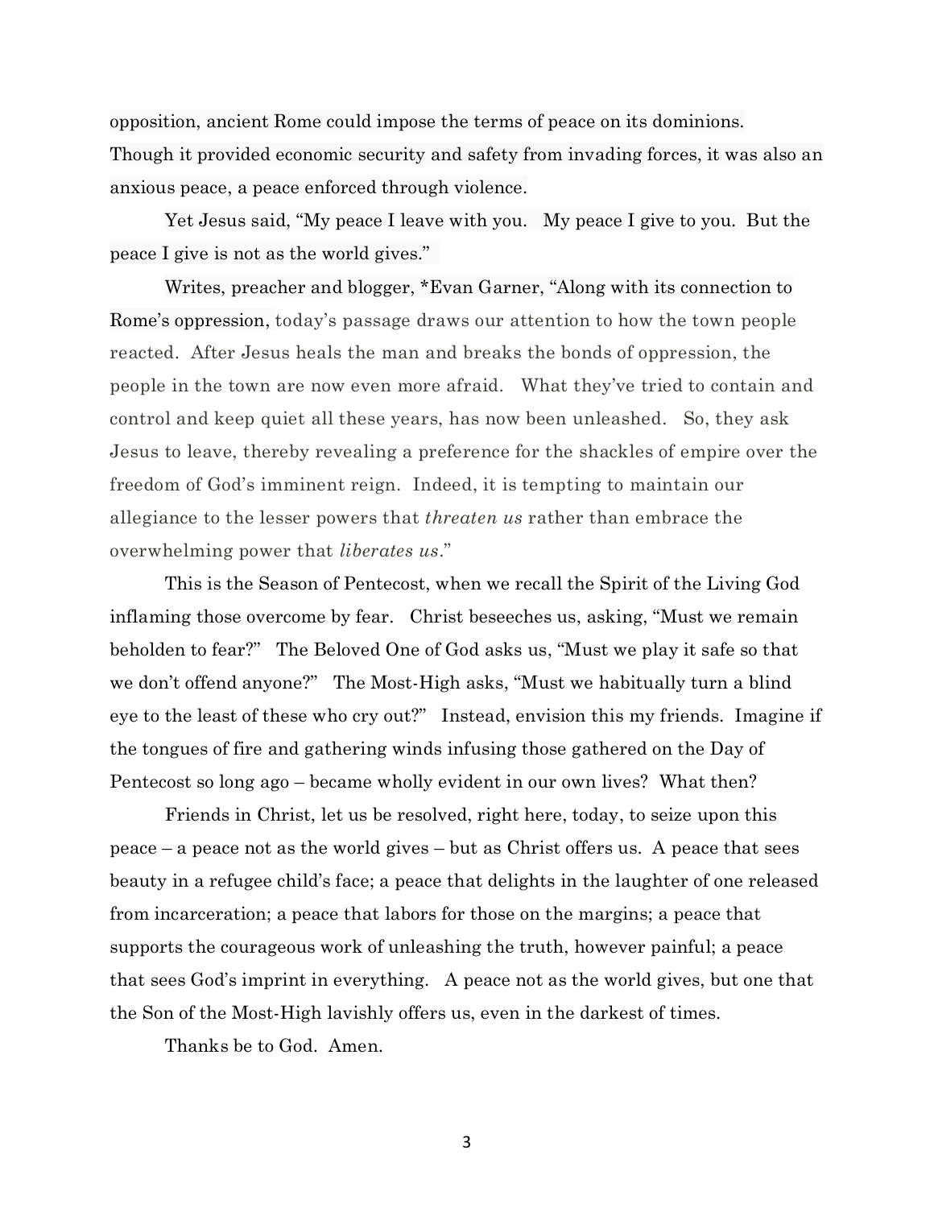opposition, ancient Rome could impose the terms of peace on its dominions. Though it provided economic security and safety from invading forces, it was also an anxious peace, a peace enforced through violence.

Yet Jesus said, "My peace I leave with you. My peace I give to you. But the peace I give is not as the world gives."

Writes, preacher and blogger, *Evan Garner, "Along with its connection to Rome's oppression, today's passage draws our attention to how the town people reacted. After Jesus heals the man and breaks the bonds of oppression, the people in the town are now even more afraid. What they've tried to contain and control and keep quiet all these years, has now been unleashed. So, they ask Jesus to leave, thereby revealing a preference for the shackles of empire over the freedom of God's imminent reign. Indeed, it is tempting to maintain our allegiance to the lesser powers that *threaten us* rather than embrace the overwhelming power that *liberates us*."

This is the Season of Pentecost, when we recall the Spirit of the Living God inflaming those overcome by fear. Christ beseeches us, asking, "Must we remain beholden to fear?" The Beloved One of God asks us, "Must we play it safe so that we don't offend anyone?" The Most-High asks, "Must we habitually turn a blind eye to the least of these who cry out?" Instead, envision this my friends. Imagine if the tongues of fire and gathering winds infusing those gathered on the Day of Pentecost so long ago – became wholly evident in our own lives? What then?

Friends in Christ, let us be resolved, right here, today, to seize upon this peace – a peace not as the world gives – but as Christ offers us. A peace that sees beauty in a refugee child's face; a peace that delights in the laughter of one released from incarceration; a peace that labors for those on the margins; a peace that supports the courageous work of unleashing the truth, however painful; a peace that sees God's imprint in everything. A peace not as the world gives, but one that the Son of the Most-High lavishly offers us, even in the darkest of times.

Thanks be to God. Amen.